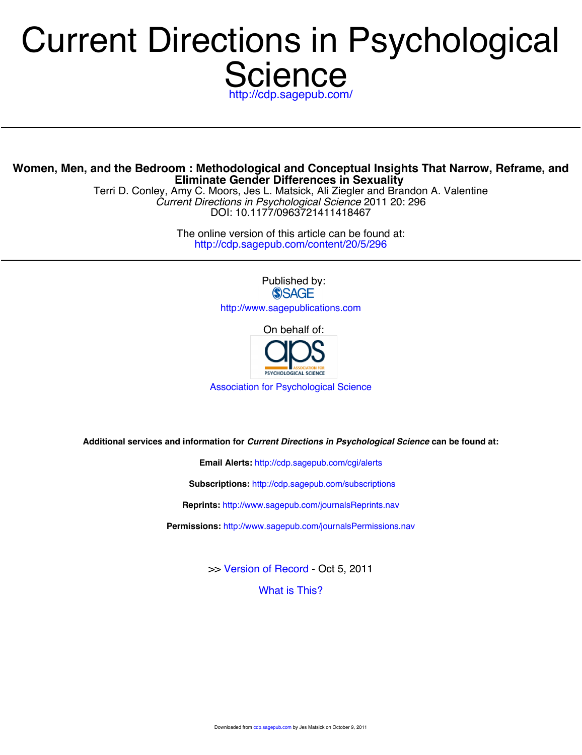# Current Directions in Psychological Science

http://cdp.sagepub.com/

## Women, Men, and the Bedroom : Methodological and Conceptual Insights That Narrow, Reframe, and Eliminate Gender Differences in Sexuality

Terri D. Conley, Amy C. Moors, Jes L. Matsick, Ali Ziegler and Brandon A. Valentine

*Current Directions in Psychological Science* 2011 20: 296

DOI: 10.1177/0963721411418467

The online version of this article can be found at:
http://cdp.sagepub.com/content/20/5/296

Published by:

SAGE

http://www.sagepublications.com

On behalf of:

aps ASSOCIATION FOR PSYCHOLOGICAL SCIENCE

Association for Psychological Science

**Additional services and information for *Current Directions in Psychological Science* can be found at:**

**Email Alerts:** http://cdp.sagepub.com/cgi/alerts

**Subscriptions:** http://cdp.sagepub.com/subscriptions

**Reprints:** http://www.sagepub.com/journalsReprints.nav

**Permissions:** http://www.sagepub.com/journalsPermissions.nav

>> Version of Record - Oct 5, 2011

What is This?

Downloaded from cdp.sagepub.com by Jes Matsick on October 9, 2011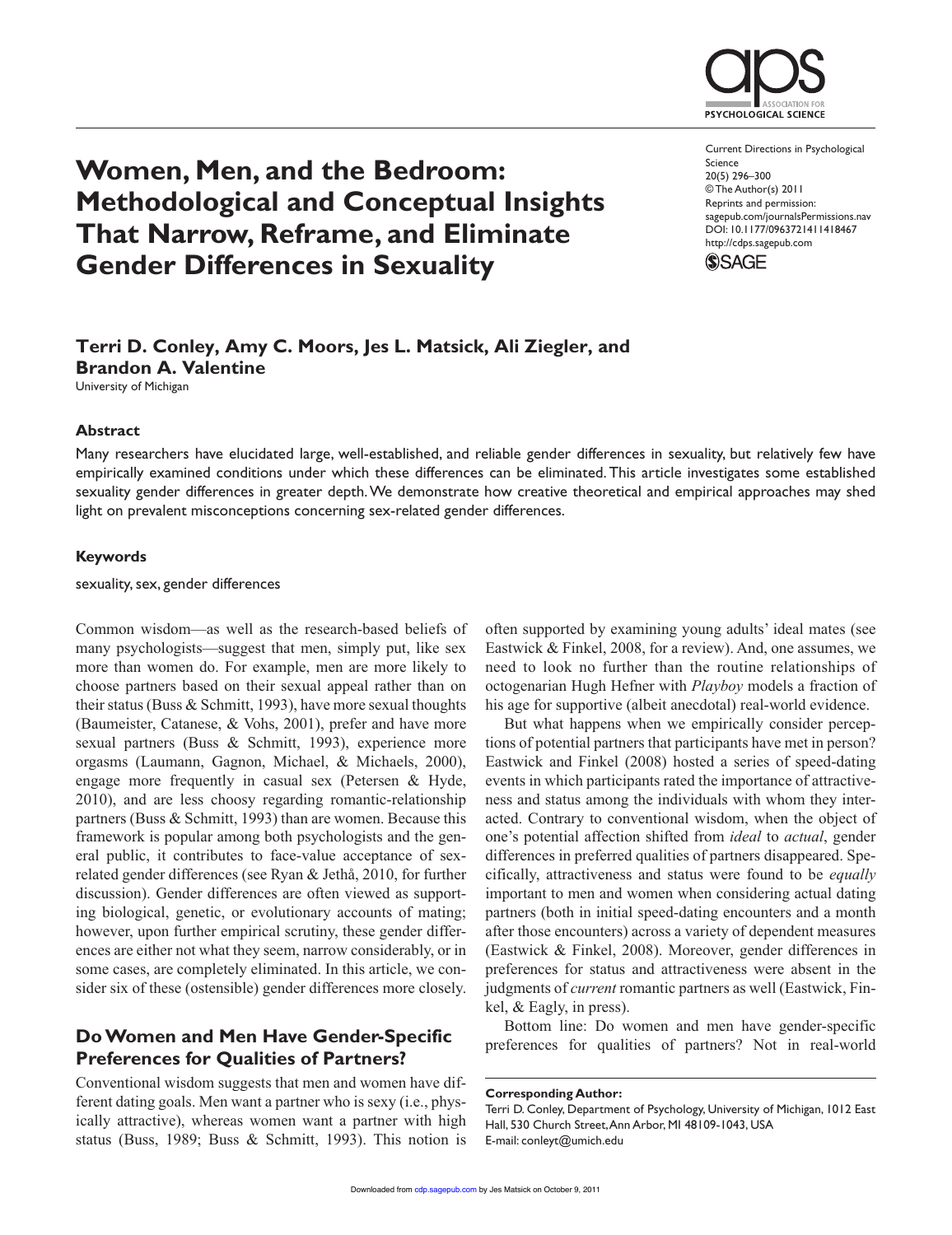# Women, Men, and the Bedroom: Methodological and Conceptual Insights That Narrow, Reframe, and Eliminate Gender Differences in Sexuality

Current Directions in Psychological Science
20(5) 296–300
© The Author(s) 2011
Reprints and permission: sagepub.com/journalsPermissions.nav
DOI: 10.1177/0963721411418467
http://cdps.sagepub.com

**Terri D. Conley, Amy C. Moors, Jes L. Matsick, Ali Ziegler, and Brandon A. Valentine**
University of Michigan

### Abstract

Many researchers have elucidated large, well-established, and reliable gender differences in sexuality, but relatively few have empirically examined conditions under which these differences can be eliminated. This article investigates some established sexuality gender differences in greater depth. We demonstrate how creative theoretical and empirical approaches may shed light on prevalent misconceptions concerning sex-related gender differences.

### Keywords

sexuality, sex, gender differences

Common wisdom—as well as the research-based beliefs of many psychologists—suggest that men, simply put, like sex more than women do. For example, men are more likely to choose partners based on their sexual appeal rather than on their status (Buss & Schmitt, 1993), have more sexual thoughts (Baumeister, Catanese, & Vohs, 2001), prefer and have more sexual partners (Buss & Schmitt, 1993), experience more orgasms (Laumann, Gagnon, Michael, & Michaels, 2000), engage more frequently in casual sex (Petersen & Hyde, 2010), and are less choosy regarding romantic-relationship partners (Buss & Schmitt, 1993) than are women. Because this framework is popular among both psychologists and the general public, it contributes to face-value acceptance of sex-related gender differences (see Ryan & Jethå, 2010, for further discussion). Gender differences are often viewed as supporting biological, genetic, or evolutionary accounts of mating; however, upon further empirical scrutiny, these gender differences are either not what they seem, narrow considerably, or in some cases, are completely eliminated. In this article, we consider six of these (ostensible) gender differences more closely.

## Do Women and Men Have Gender-Specific Preferences for Qualities of Partners?

Conventional wisdom suggests that men and women have different dating goals. Men want a partner who is sexy (i.e., physically attractive), whereas women want a partner with high status (Buss, 1989; Buss & Schmitt, 1993). This notion is often supported by examining young adults' ideal mates (see Eastwick & Finkel, 2008, for a review). And, one assumes, we need to look no further than the routine relationships of octogenarian Hugh Hefner with *Playboy* models a fraction of his age for supportive (albeit anecdotal) real-world evidence.

But what happens when we empirically consider perceptions of potential partners that participants have met in person? Eastwick and Finkel (2008) hosted a series of speed-dating events in which participants rated the importance of attractiveness and status among the individuals with whom they interacted. Contrary to conventional wisdom, when the object of one's potential affection shifted from *ideal* to *actual*, gender differences in preferred qualities of partners disappeared. Specifically, attractiveness and status were found to be *equally* important to men and women when considering actual dating partners (both in initial speed-dating encounters and a month after those encounters) across a variety of dependent measures (Eastwick & Finkel, 2008). Moreover, gender differences in preferences for status and attractiveness were absent in the judgments of *current* romantic partners as well (Eastwick, Finkel, & Eagly, in press).

Bottom line: Do women and men have gender-specific preferences for qualities of partners? Not in real-world

**Corresponding Author:**
Terri D. Conley, Department of Psychology, University of Michigan, 1012 East Hall, 530 Church Street, Ann Arbor, MI 48109-1043, USA
E-mail: conleyt@umich.edu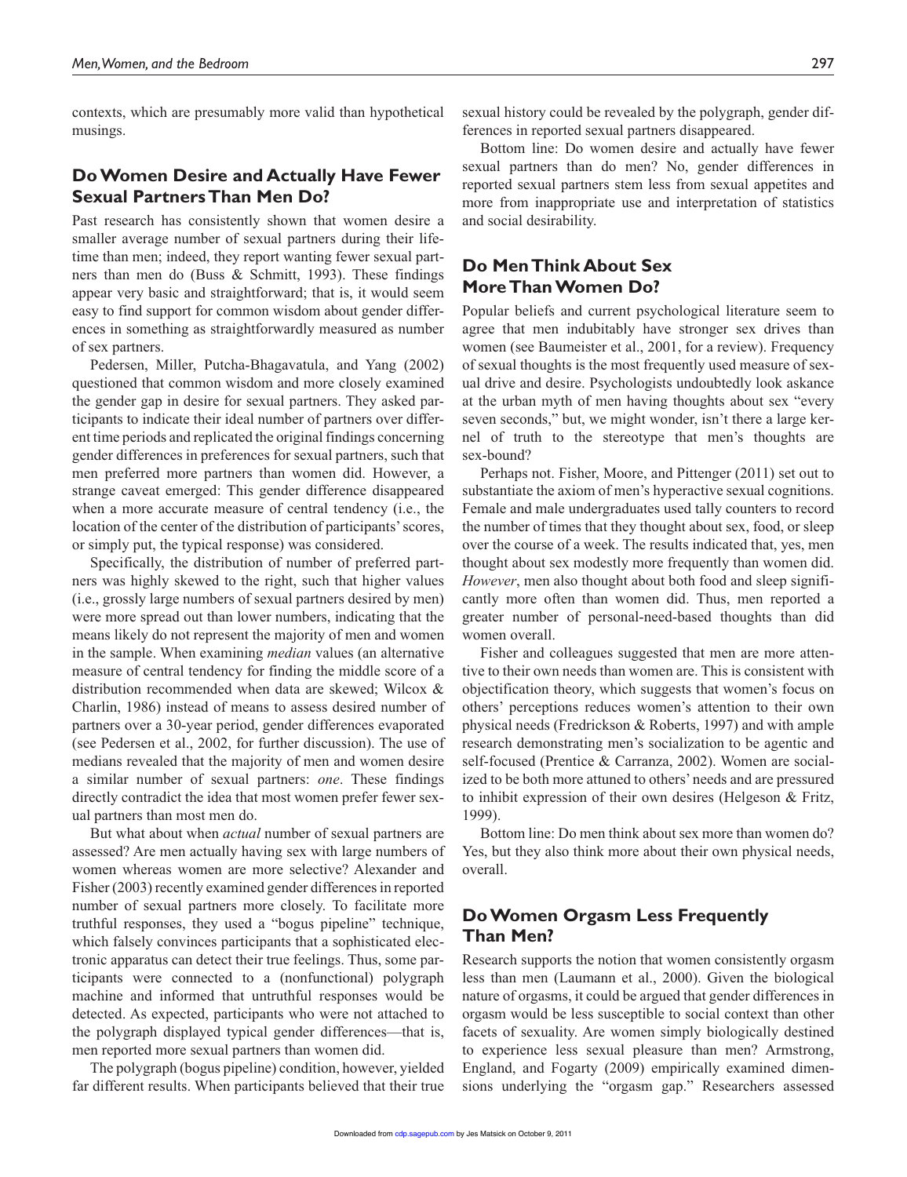contexts, which are presumably more valid than hypothetical musings.

## Do Women Desire and Actually Have Fewer Sexual Partners Than Men Do?

Past research has consistently shown that women desire a smaller average number of sexual partners during their lifetime than men; indeed, they report wanting fewer sexual partners than men do (Buss & Schmitt, 1993). These findings appear very basic and straightforward; that is, it would seem easy to find support for common wisdom about gender differences in something as straightforwardly measured as number of sex partners.

Pedersen, Miller, Putcha-Bhagavatula, and Yang (2002) questioned that common wisdom and more closely examined the gender gap in desire for sexual partners. They asked participants to indicate their ideal number of partners over different time periods and replicated the original findings concerning gender differences in preferences for sexual partners, such that men preferred more partners than women did. However, a strange caveat emerged: This gender difference disappeared when a more accurate measure of central tendency (i.e., the location of the center of the distribution of participants' scores, or simply put, the typical response) was considered.

Specifically, the distribution of number of preferred partners was highly skewed to the right, such that higher values (i.e., grossly large numbers of sexual partners desired by men) were more spread out than lower numbers, indicating that the means likely do not represent the majority of men and women in the sample. When examining *median* values (an alternative measure of central tendency for finding the middle score of a distribution recommended when data are skewed; Wilcox & Charlin, 1986) instead of means to assess desired number of partners over a 30-year period, gender differences evaporated (see Pedersen et al., 2002, for further discussion). The use of medians revealed that the majority of men and women desire a similar number of sexual partners: *one*. These findings directly contradict the idea that most women prefer fewer sexual partners than most men do.

But what about when *actual* number of sexual partners are assessed? Are men actually having sex with large numbers of women whereas women are more selective? Alexander and Fisher (2003) recently examined gender differences in reported number of sexual partners more closely. To facilitate more truthful responses, they used a "bogus pipeline" technique, which falsely convinces participants that a sophisticated electronic apparatus can detect their true feelings. Thus, some participants were connected to a (nonfunctional) polygraph machine and informed that untruthful responses would be detected. As expected, participants who were not attached to the polygraph displayed typical gender differences—that is, men reported more sexual partners than women did.

The polygraph (bogus pipeline) condition, however, yielded far different results. When participants believed that their true sexual history could be revealed by the polygraph, gender differences in reported sexual partners disappeared.

Bottom line: Do women desire and actually have fewer sexual partners than do men? No, gender differences in reported sexual partners stem less from sexual appetites and more from inappropriate use and interpretation of statistics and social desirability.

## Do Men Think About Sex More Than Women Do?

Popular beliefs and current psychological literature seem to agree that men indubitably have stronger sex drives than women (see Baumeister et al., 2001, for a review). Frequency of sexual thoughts is the most frequently used measure of sexual drive and desire. Psychologists undoubtedly look askance at the urban myth of men having thoughts about sex "every seven seconds," but, we might wonder, isn't there a large kernel of truth to the stereotype that men's thoughts are sex-bound?

Perhaps not. Fisher, Moore, and Pittenger (2011) set out to substantiate the axiom of men's hyperactive sexual cognitions. Female and male undergraduates used tally counters to record the number of times that they thought about sex, food, or sleep over the course of a week. The results indicated that, yes, men thought about sex modestly more frequently than women did. *However*, men also thought about both food and sleep significantly more often than women did. Thus, men reported a greater number of personal-need-based thoughts than did women overall.

Fisher and colleagues suggested that men are more attentive to their own needs than women are. This is consistent with objectification theory, which suggests that women's focus on others' perceptions reduces women's attention to their own physical needs (Fredrickson & Roberts, 1997) and with ample research demonstrating men's socialization to be agentic and self-focused (Prentice & Carranza, 2002). Women are socialized to be both more attuned to others' needs and are pressured to inhibit expression of their own desires (Helgeson & Fritz, 1999).

Bottom line: Do men think about sex more than women do? Yes, but they also think more about their own physical needs, overall.

## Do Women Orgasm Less Frequently Than Men?

Research supports the notion that women consistently orgasm less than men (Laumann et al., 2000). Given the biological nature of orgasms, it could be argued that gender differences in orgasm would be less susceptible to social context than other facets of sexuality. Are women simply biologically destined to experience less sexual pleasure than men? Armstrong, England, and Fogarty (2009) empirically examined dimensions underlying the "orgasm gap." Researchers assessed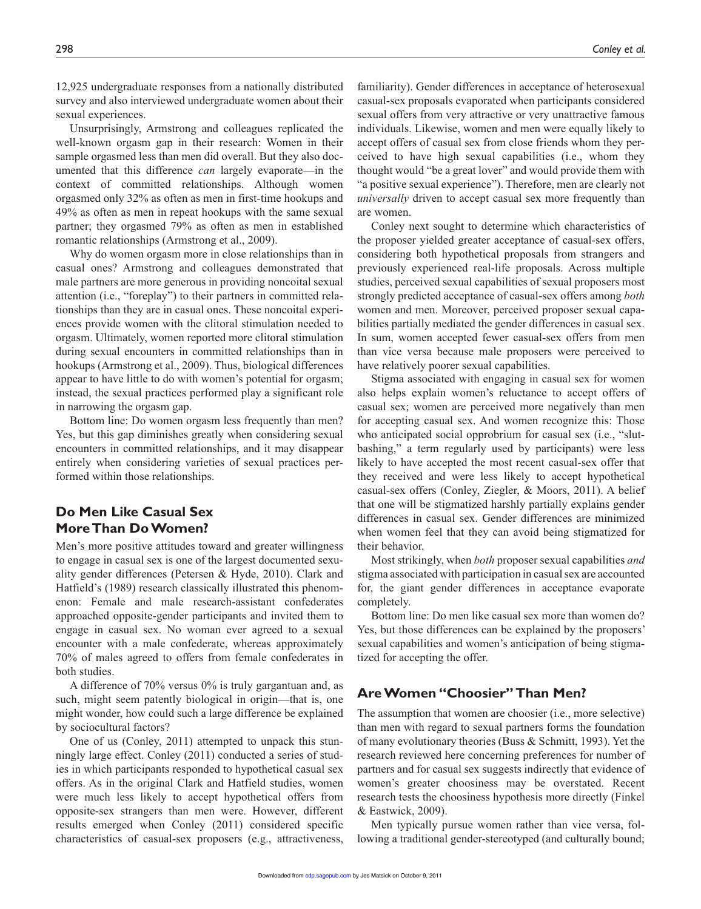12,925 undergraduate responses from a nationally distributed survey and also interviewed undergraduate women about their sexual experiences.

Unsurprisingly, Armstrong and colleagues replicated the well-known orgasm gap in their research: Women in their sample orgasmed less than men did overall. But they also documented that this difference *can* largely evaporate—in the context of committed relationships. Although women orgasmed only 32% as often as men in first-time hookups and 49% as often as men in repeat hookups with the same sexual partner; they orgasmed 79% as often as men in established romantic relationships (Armstrong et al., 2009).

Why do women orgasm more in close relationships than in casual ones? Armstrong and colleagues demonstrated that male partners are more generous in providing noncoital sexual attention (i.e., "foreplay") to their partners in committed relationships than they are in casual ones. These noncoital experiences provide women with the clitoral stimulation needed to orgasm. Ultimately, women reported more clitoral stimulation during sexual encounters in committed relationships than in hookups (Armstrong et al., 2009). Thus, biological differences appear to have little to do with women's potential for orgasm; instead, the sexual practices performed play a significant role in narrowing the orgasm gap.

Bottom line: Do women orgasm less frequently than men? Yes, but this gap diminishes greatly when considering sexual encounters in committed relationships, and it may disappear entirely when considering varieties of sexual practices performed within those relationships.

## Do Men Like Casual Sex More Than Do Women?

Men's more positive attitudes toward and greater willingness to engage in casual sex is one of the largest documented sexuality gender differences (Petersen & Hyde, 2010). Clark and Hatfield's (1989) research classically illustrated this phenomenon: Female and male research-assistant confederates approached opposite-gender participants and invited them to engage in casual sex. No woman ever agreed to a sexual encounter with a male confederate, whereas approximately 70% of males agreed to offers from female confederates in both studies.

A difference of 70% versus 0% is truly gargantuan and, as such, might seem patently biological in origin—that is, one might wonder, how could such a large difference be explained by sociocultural factors?

One of us (Conley, 2011) attempted to unpack this stunningly large effect. Conley (2011) conducted a series of studies in which participants responded to hypothetical casual sex offers. As in the original Clark and Hatfield studies, women were much less likely to accept hypothetical offers from opposite-sex strangers than men were. However, different results emerged when Conley (2011) considered specific characteristics of casual-sex proposers (e.g., attractiveness, familiarity). Gender differences in acceptance of heterosexual casual-sex proposals evaporated when participants considered sexual offers from very attractive or very unattractive famous individuals. Likewise, women and men were equally likely to accept offers of casual sex from close friends whom they perceived to have high sexual capabilities (i.e., whom they thought would "be a great lover" and would provide them with "a positive sexual experience"). Therefore, men are clearly not *universally* driven to accept casual sex more frequently than are women.

Conley next sought to determine which characteristics of the proposer yielded greater acceptance of casual-sex offers, considering both hypothetical proposals from strangers and previously experienced real-life proposals. Across multiple studies, perceived sexual capabilities of sexual proposers most strongly predicted acceptance of casual-sex offers among *both* women and men. Moreover, perceived proposer sexual capabilities partially mediated the gender differences in casual sex. In sum, women accepted fewer casual-sex offers from men than vice versa because male proposers were perceived to have relatively poorer sexual capabilities.

Stigma associated with engaging in casual sex for women also helps explain women's reluctance to accept offers of casual sex; women are perceived more negatively than men for accepting casual sex. And women recognize this: Those who anticipated social opprobrium for casual sex (i.e., "slut-bashing," a term regularly used by participants) were less likely to have accepted the most recent casual-sex offer that they received and were less likely to accept hypothetical casual-sex offers (Conley, Ziegler, & Moors, 2011). A belief that one will be stigmatized harshly partially explains gender differences in casual sex. Gender differences are minimized when women feel that they can avoid being stigmatized for their behavior.

Most strikingly, when *both* proposer sexual capabilities *and* stigma associated with participation in casual sex are accounted for, the giant gender differences in acceptance evaporate completely.

Bottom line: Do men like casual sex more than women do? Yes, but those differences can be explained by the proposers' sexual capabilities and women's anticipation of being stigmatized for accepting the offer.

## Are Women "Choosier" Than Men?

The assumption that women are choosier (i.e., more selective) than men with regard to sexual partners forms the foundation of many evolutionary theories (Buss & Schmitt, 1993). Yet the research reviewed here concerning preferences for number of partners and for casual sex suggests indirectly that evidence of women's greater choosiness may be overstated. Recent research tests the choosiness hypothesis more directly (Finkel & Eastwick, 2009).

Men typically pursue women rather than vice versa, following a traditional gender-stereotyped (and culturally bound;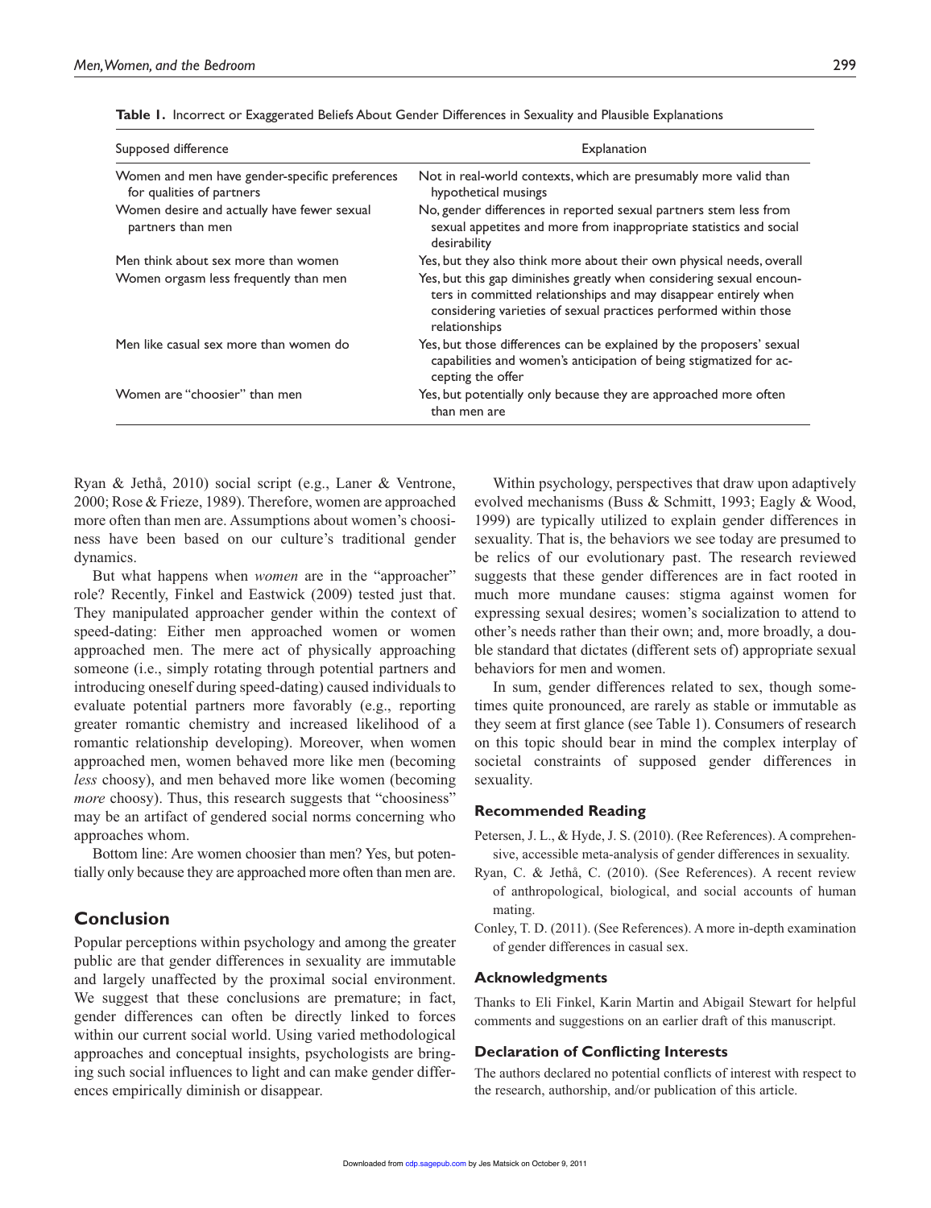**Table 1.** Incorrect or Exaggerated Beliefs About Gender Differences in Sexuality and Plausible Explanations

| Supposed difference | Explanation |
|---|---|
| Women and men have gender-specific preferences for qualities of partners | Not in real-world contexts, which are presumably more valid than hypothetical musings |
| Women desire and actually have fewer sexual partners than men | No, gender differences in reported sexual partners stem less from sexual appetites and more from inappropriate statistics and social desirability |
| Men think about sex more than women | Yes, but they also think more about their own physical needs, overall |
| Women orgasm less frequently than men | Yes, but this gap diminishes greatly when considering sexual encounters in committed relationships and may disappear entirely when considering varieties of sexual practices performed within those relationships |
| Men like casual sex more than women do | Yes, but those differences can be explained by the proposers' sexual capabilities and women's anticipation of being stigmatized for accepting the offer |
| Women are "choosier" than men | Yes, but potentially only because they are approached more often than men are |

Ryan & Jethå, 2010) social script (e.g., Laner & Ventrone, 2000; Rose & Frieze, 1989). Therefore, women are approached more often than men are. Assumptions about women's choosiness have been based on our culture's traditional gender dynamics.

But what happens when *women* are in the "approacher" role? Recently, Finkel and Eastwick (2009) tested just that. They manipulated approacher gender within the context of speed-dating: Either men approached women or women approached men. The mere act of physically approaching someone (i.e., simply rotating through potential partners and introducing oneself during speed-dating) caused individuals to evaluate potential partners more favorably (e.g., reporting greater romantic chemistry and increased likelihood of a romantic relationship developing). Moreover, when women approached men, women behaved more like men (becoming *less* choosy), and men behaved more like women (becoming *more* choosy). Thus, this research suggests that "choosiness" may be an artifact of gendered social norms concerning who approaches whom.

Bottom line: Are women choosier than men? Yes, but potentially only because they are approached more often than men are.

## Conclusion

Popular perceptions within psychology and among the greater public are that gender differences in sexuality are immutable and largely unaffected by the proximal social environment. We suggest that these conclusions are premature; in fact, gender differences can often be directly linked to forces within our current social world. Using varied methodological approaches and conceptual insights, psychologists are bringing such social influences to light and can make gender differences empirically diminish or disappear.

Within psychology, perspectives that draw upon adaptively evolved mechanisms (Buss & Schmitt, 1993; Eagly & Wood, 1999) are typically utilized to explain gender differences in sexuality. That is, the behaviors we see today are presumed to be relics of our evolutionary past. The research reviewed suggests that these gender differences are in fact rooted in much more mundane causes: stigma against women for expressing sexual desires; women's socialization to attend to other's needs rather than their own; and, more broadly, a double standard that dictates (different sets of) appropriate sexual behaviors for men and women.

In sum, gender differences related to sex, though sometimes quite pronounced, are rarely as stable or immutable as they seem at first glance (see Table 1). Consumers of research on this topic should bear in mind the complex interplay of societal constraints of supposed gender differences in sexuality.

### Recommended Reading

Petersen, J. L., & Hyde, J. S. (2010). (Ree References). A comprehensive, accessible meta-analysis of gender differences in sexuality.

Ryan, C. & Jethå, C. (2010). (See References). A recent review of anthropological, biological, and social accounts of human mating.

Conley, T. D. (2011). (See References). A more in-depth examination of gender differences in casual sex.

### Acknowledgments

Thanks to Eli Finkel, Karin Martin and Abigail Stewart for helpful comments and suggestions on an earlier draft of this manuscript.

### Declaration of Conflicting Interests

The authors declared no potential conflicts of interest with respect to the research, authorship, and/or publication of this article.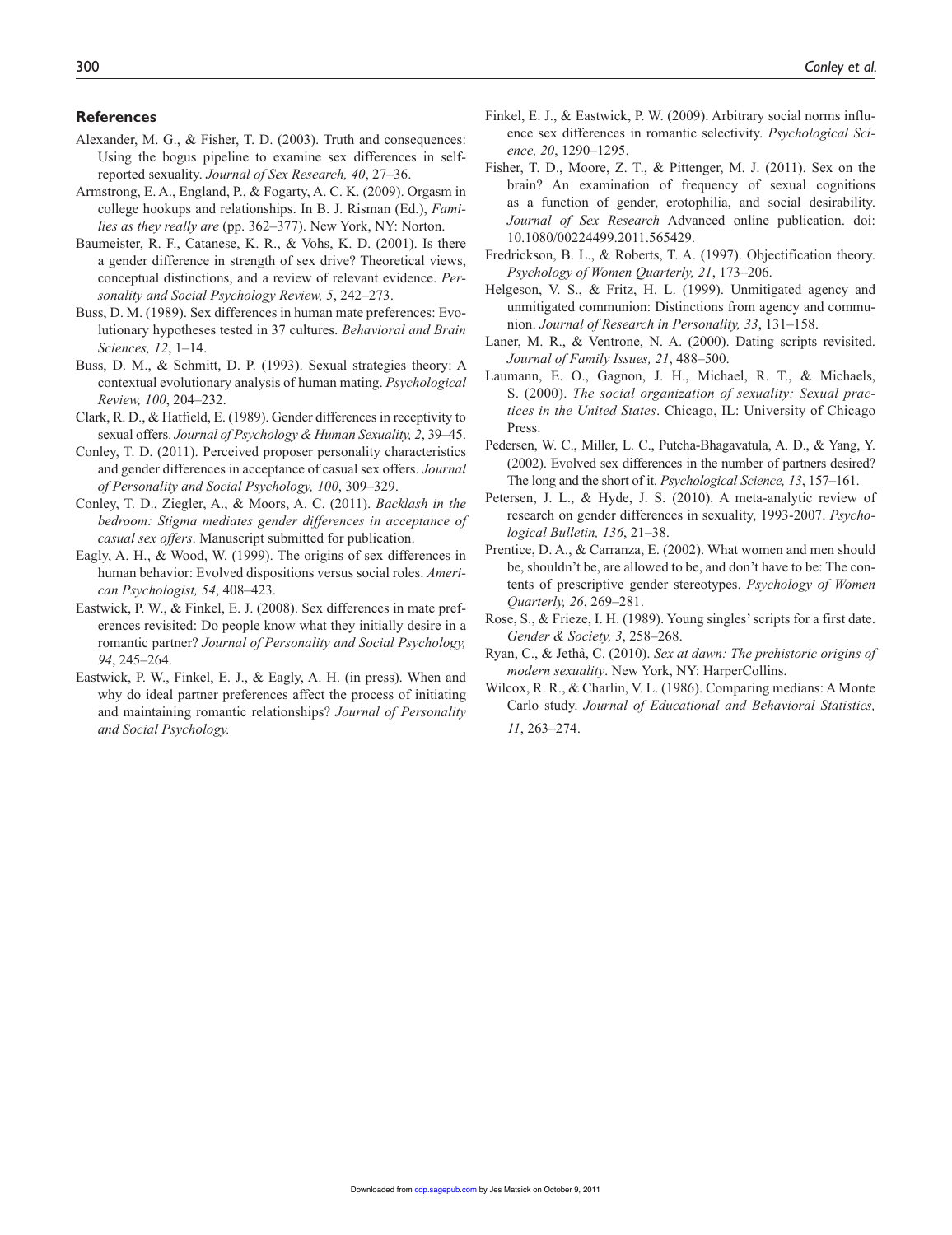## References

Alexander, M. G., & Fisher, T. D. (2003). Truth and consequences: Using the bogus pipeline to examine sex differences in self-reported sexuality. *Journal of Sex Research, 40*, 27–36.

Armstrong, E. A., England, P., & Fogarty, A. C. K. (2009). Orgasm in college hookups and relationships. In B. J. Risman (Ed.), *Families as they really are* (pp. 362–377). New York, NY: Norton.

Baumeister, R. F., Catanese, K. R., & Vohs, K. D. (2001). Is there a gender difference in strength of sex drive? Theoretical views, conceptual distinctions, and a review of relevant evidence. *Personality and Social Psychology Review, 5*, 242–273.

Buss, D. M. (1989). Sex differences in human mate preferences: Evolutionary hypotheses tested in 37 cultures. *Behavioral and Brain Sciences, 12*, 1–14.

Buss, D. M., & Schmitt, D. P. (1993). Sexual strategies theory: A contextual evolutionary analysis of human mating. *Psychological Review, 100*, 204–232.

Clark, R. D., & Hatfield, E. (1989). Gender differences in receptivity to sexual offers. *Journal of Psychology & Human Sexuality, 2*, 39–45.

Conley, T. D. (2011). Perceived proposer personality characteristics and gender differences in acceptance of casual sex offers. *Journal of Personality and Social Psychology, 100*, 309–329.

Conley, T. D., Ziegler, A., & Moors, A. C. (2011). *Backlash in the bedroom: Stigma mediates gender differences in acceptance of casual sex offers*. Manuscript submitted for publication.

Eagly, A. H., & Wood, W. (1999). The origins of sex differences in human behavior: Evolved dispositions versus social roles. *American Psychologist, 54*, 408–423.

Eastwick, P. W., & Finkel, E. J. (2008). Sex differences in mate preferences revisited: Do people know what they initially desire in a romantic partner? *Journal of Personality and Social Psychology, 94*, 245–264.

Eastwick, P. W., Finkel, E. J., & Eagly, A. H. (in press). When and why do ideal partner preferences affect the process of initiating and maintaining romantic relationships? *Journal of Personality and Social Psychology.*

Finkel, E. J., & Eastwick, P. W. (2009). Arbitrary social norms influence sex differences in romantic selectivity. *Psychological Science, 20*, 1290–1295.

Fisher, T. D., Moore, Z. T., & Pittenger, M. J. (2011). Sex on the brain? An examination of frequency of sexual cognitions as a function of gender, erotophilia, and social desirability. *Journal of Sex Research* Advanced online publication. doi: 10.1080/00224499.2011.565429.

Fredrickson, B. L., & Roberts, T. A. (1997). Objectification theory. *Psychology of Women Quarterly, 21*, 173–206.

Helgeson, V. S., & Fritz, H. L. (1999). Unmitigated agency and unmitigated communion: Distinctions from agency and communion. *Journal of Research in Personality, 33*, 131–158.

Laner, M. R., & Ventrone, N. A. (2000). Dating scripts revisited. *Journal of Family Issues, 21*, 488–500.

Laumann, E. O., Gagnon, J. H., Michael, R. T., & Michaels, S. (2000). *The social organization of sexuality: Sexual practices in the United States*. Chicago, IL: University of Chicago Press.

Pedersen, W. C., Miller, L. C., Putcha-Bhagavatula, A. D., & Yang, Y. (2002). Evolved sex differences in the number of partners desired? The long and the short of it. *Psychological Science, 13*, 157–161.

Petersen, J. L., & Hyde, J. S. (2010). A meta-analytic review of research on gender differences in sexuality, 1993-2007. *Psychological Bulletin, 136*, 21–38.

Prentice, D. A., & Carranza, E. (2002). What women and men should be, shouldn't be, are allowed to be, and don't have to be: The contents of prescriptive gender stereotypes. *Psychology of Women Quarterly, 26*, 269–281.

Rose, S., & Frieze, I. H. (1989). Young singles' scripts for a first date. *Gender & Society, 3*, 258–268.

Ryan, C., & Jethå, C. (2010). *Sex at dawn: The prehistoric origins of modern sexuality*. New York, NY: HarperCollins.

Wilcox, R. R., & Charlin, V. L. (1986). Comparing medians: A Monte Carlo study. *Journal of Educational and Behavioral Statistics, 11*, 263–274.